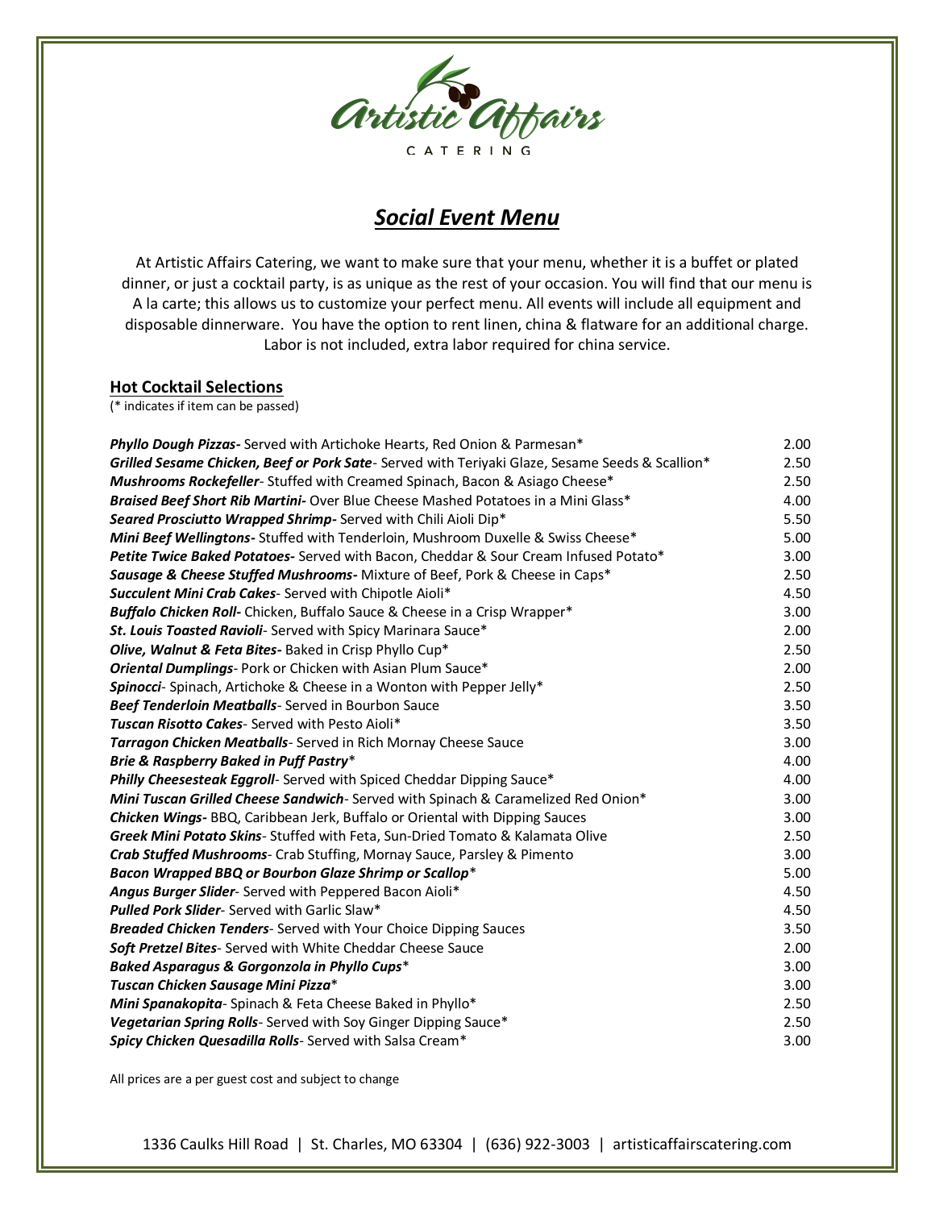Artistic Affairs

CATERING

# *Social Event Menu*

At Artistic Affairs Catering, we want to make sure that your menu, whether it is a buffet or plated dinner, or just a cocktail party, is as unique as the rest of your occasion. You will find that our menu is A la carte; this allows us to customize your perfect menu. All events will include all equipment and disposable dinnerware. You have the option to rent linen, china & flatware for an additional charge. Labor is not included, extra labor required for china service.

## Hot Cocktail Selections

(* indicates if item can be passed)

| | |
|---|---|
| ***Phyllo Dough Pizzas-*** Served with Artichoke Hearts, Red Onion & Parmesan* | 2.00 |
| ***Grilled Sesame Chicken, Beef or Pork Sate***- Served with Teriyaki Glaze, Sesame Seeds & Scallion* | 2.50 |
| ***Mushrooms Rockefeller***- Stuffed with Creamed Spinach, Bacon & Asiago Cheese* | 2.50 |
| ***Braised Beef Short Rib Martini-*** Over Blue Cheese Mashed Potatoes in a Mini Glass* | 4.00 |
| ***Seared Prosciutto Wrapped Shrimp-*** Served with Chili Aioli Dip* | 5.50 |
| ***Mini Beef Wellingtons-*** Stuffed with Tenderloin, Mushroom Duxelle & Swiss Cheese* | 5.00 |
| ***Petite Twice Baked Potatoes-*** Served with Bacon, Cheddar & Sour Cream Infused Potato* | 3.00 |
| ***Sausage & Cheese Stuffed Mushrooms-*** Mixture of Beef, Pork & Cheese in Caps* | 2.50 |
| ***Succulent Mini Crab Cakes***- Served with Chipotle Aioli* | 4.50 |
| ***Buffalo Chicken Roll-*** Chicken, Buffalo Sauce & Cheese in a Crisp Wrapper* | 3.00 |
| ***St. Louis Toasted Ravioli***- Served with Spicy Marinara Sauce* | 2.00 |
| ***Olive, Walnut & Feta Bites-*** Baked in Crisp Phyllo Cup* | 2.50 |
| ***Oriental Dumplings***- Pork or Chicken with Asian Plum Sauce* | 2.00 |
| ***Spinocci***- Spinach, Artichoke & Cheese in a Wonton with Pepper Jelly* | 2.50 |
| ***Beef Tenderloin Meatballs***- Served in Bourbon Sauce | 3.50 |
| ***Tuscan Risotto Cakes***- Served with Pesto Aioli* | 3.50 |
| ***Tarragon Chicken Meatballs***- Served in Rich Mornay Cheese Sauce | 3.00 |
| ***Brie & Raspberry Baked in Puff Pastry**** | 4.00 |
| ***Philly Cheesesteak Eggroll***- Served with Spiced Cheddar Dipping Sauce* | 4.00 |
| ***Mini Tuscan Grilled Cheese Sandwich***- Served with Spinach & Caramelized Red Onion* | 3.00 |
| ***Chicken Wings-*** BBQ, Caribbean Jerk, Buffalo or Oriental with Dipping Sauces | 3.00 |
| ***Greek Mini Potato Skins***- Stuffed with Feta, Sun-Dried Tomato & Kalamata Olive | 2.50 |
| ***Crab Stuffed Mushrooms***- Crab Stuffing, Mornay Sauce, Parsley & Pimento | 3.00 |
| ***Bacon Wrapped BBQ or Bourbon Glaze Shrimp or Scallop**** | 5.00 |
| ***Angus Burger Slider***- Served with Peppered Bacon Aioli* | 4.50 |
| ***Pulled Pork Slider***- Served with Garlic Slaw* | 4.50 |
| ***Breaded Chicken Tenders***- Served with Your Choice Dipping Sauces | 3.50 |
| ***Soft Pretzel Bites***- Served with White Cheddar Cheese Sauce | 2.00 |
| ***Baked Asparagus & Gorgonzola in Phyllo Cups**** | 3.00 |
| ***Tuscan Chicken Sausage Mini Pizza**** | 3.00 |
| ***Mini Spanakopita***- Spinach & Feta Cheese Baked in Phyllo* | 2.50 |
| ***Vegetarian Spring Rolls***- Served with Soy Ginger Dipping Sauce* | 2.50 |
| ***Spicy Chicken Quesadilla Rolls***- Served with Salsa Cream* | 3.00 |

All prices are a per guest cost and subject to change

1336 Caulks Hill Road | St. Charles, MO 63304 | (636) 922-3003 | artisticaffairscatering.com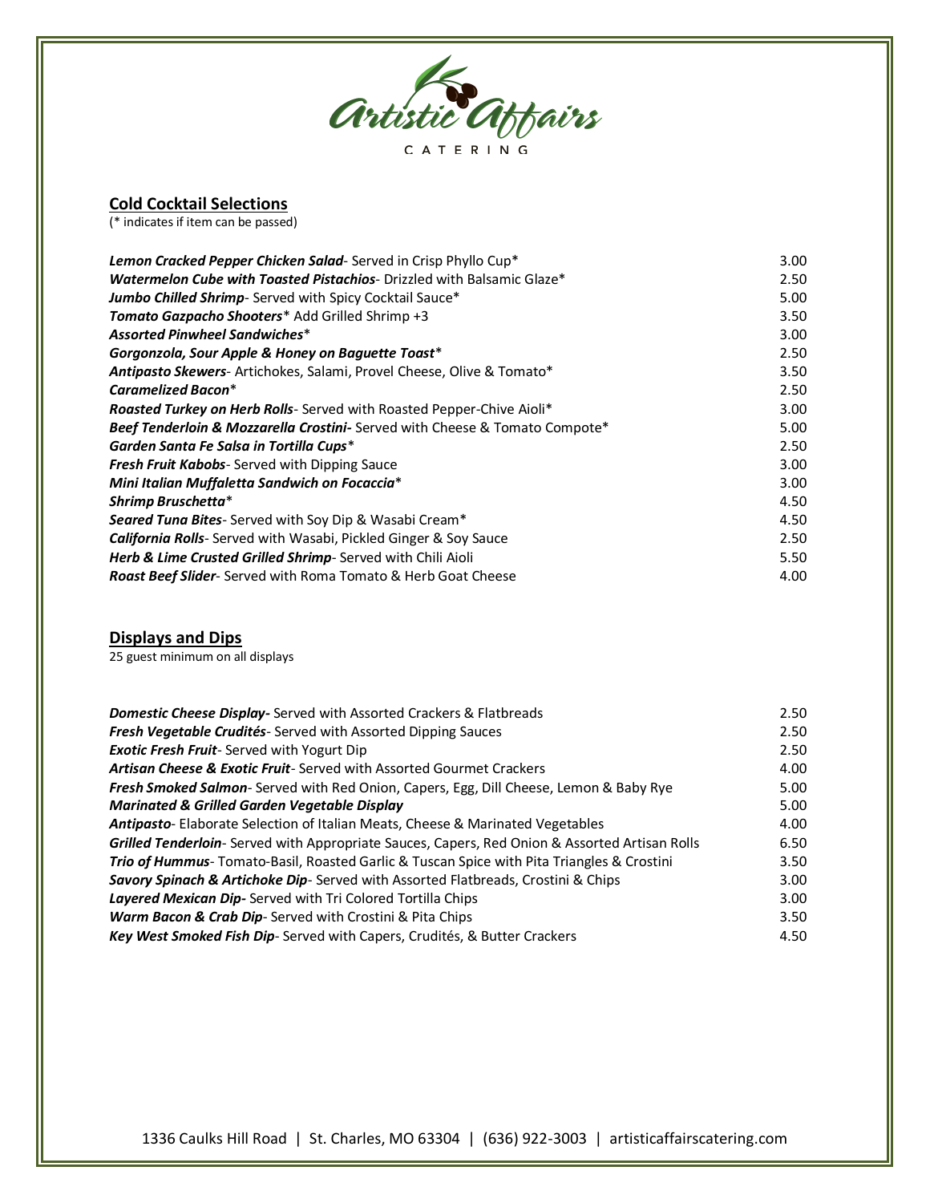Artistic Affairs

CATERING

## Cold Cocktail Selections

(* indicates if item can be passed)

| Item | Price |
| --- | --- |
| ***Lemon Cracked Pepper Chicken Salad***- Served in Crisp Phyllo Cup* | 3.00 |
| ***Watermelon Cube with Toasted Pistachios***- Drizzled with Balsamic Glaze* | 2.50 |
| ***Jumbo Chilled Shrimp***- Served with Spicy Cocktail Sauce* | 5.00 |
| ***Tomato Gazpacho Shooters**** Add Grilled Shrimp +3 | 3.50 |
| ***Assorted Pinwheel Sandwiches**** | 3.00 |
| ***Gorgonzola, Sour Apple & Honey on Baguette Toast**** | 2.50 |
| ***Antipasto Skewers***- Artichokes, Salami, Provel Cheese, Olive & Tomato* | 3.50 |
| ***Caramelized Bacon**** | 2.50 |
| ***Roasted Turkey on Herb Rolls***- Served with Roasted Pepper-Chive Aioli* | 3.00 |
| ***Beef Tenderloin & Mozzarella Crostini***- Served with Cheese & Tomato Compote* | 5.00 |
| ***Garden Santa Fe Salsa in Tortilla Cups**** | 2.50 |
| ***Fresh Fruit Kabobs***- Served with Dipping Sauce | 3.00 |
| ***Mini Italian Muffaletta Sandwich on Focaccia**** | 3.00 |
| ***Shrimp Bruschetta**** | 4.50 |
| ***Seared Tuna Bites***- Served with Soy Dip & Wasabi Cream* | 4.50 |
| ***California Rolls***- Served with Wasabi, Pickled Ginger & Soy Sauce | 2.50 |
| ***Herb & Lime Crusted Grilled Shrimp***- Served with Chili Aioli | 5.50 |
| ***Roast Beef Slider***- Served with Roma Tomato & Herb Goat Cheese | 4.00 |

## Displays and Dips

25 guest minimum on all displays

| Item | Price |
| --- | --- |
| ***Domestic Cheese Display***- Served with Assorted Crackers & Flatbreads | 2.50 |
| ***Fresh Vegetable Crudités***- Served with Assorted Dipping Sauces | 2.50 |
| ***Exotic Fresh Fruit***- Served with Yogurt Dip | 2.50 |
| ***Artisan Cheese & Exotic Fruit***- Served with Assorted Gourmet Crackers | 4.00 |
| ***Fresh Smoked Salmon***- Served with Red Onion, Capers, Egg, Dill Cheese, Lemon & Baby Rye | 5.00 |
| ***Marinated & Grilled Garden Vegetable Display*** | 5.00 |
| ***Antipasto***- Elaborate Selection of Italian Meats, Cheese & Marinated Vegetables | 4.00 |
| ***Grilled Tenderloin***- Served with Appropriate Sauces, Capers, Red Onion & Assorted Artisan Rolls | 6.50 |
| ***Trio of Hummus***- Tomato-Basil, Roasted Garlic & Tuscan Spice with Pita Triangles & Crostini | 3.50 |
| ***Savory Spinach & Artichoke Dip***- Served with Assorted Flatbreads, Crostini & Chips | 3.00 |
| ***Layered Mexican Dip***- Served with Tri Colored Tortilla Chips | 3.00 |
| ***Warm Bacon & Crab Dip***- Served with Crostini & Pita Chips | 3.50 |
| ***Key West Smoked Fish Dip***- Served with Capers, Crudités, & Butter Crackers | 4.50 |

1336 Caulks Hill Road | St. Charles, MO 63304 | (636) 922-3003 | artisticaffairscatering.com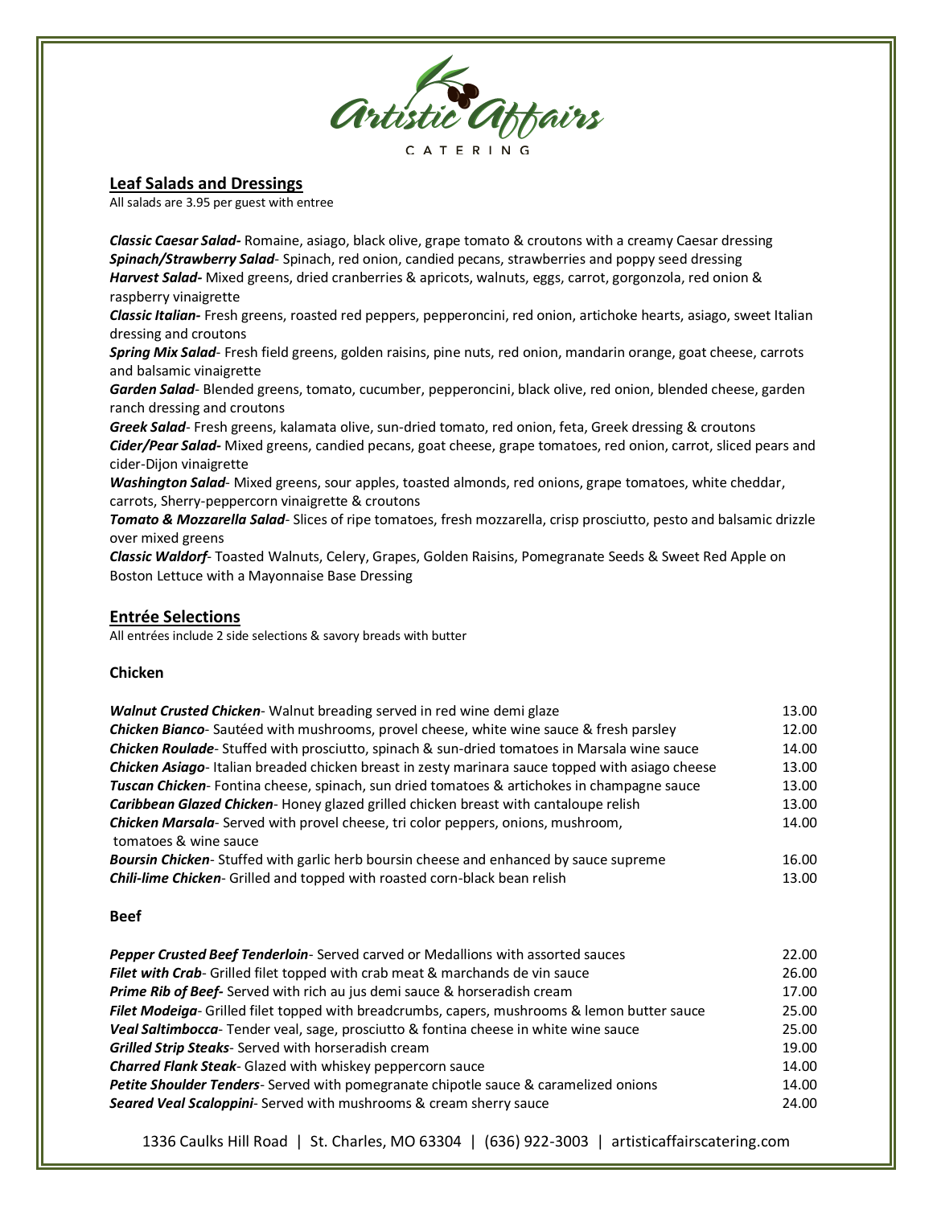Artistic Affairs

CATERING

## Leaf Salads and Dressings

All salads are 3.95 per guest with entree

***Classic Caesar Salad-*** Romaine, asiago, black olive, grape tomato & croutons with a creamy Caesar dressing
***Spinach/Strawberry Salad***- Spinach, red onion, candied pecans, strawberries and poppy seed dressing
***Harvest Salad-*** Mixed greens, dried cranberries & apricots, walnuts, eggs, carrot, gorgonzola, red onion & raspberry vinaigrette
***Classic Italian-*** Fresh greens, roasted red peppers, pepperoncini, red onion, artichoke hearts, asiago, sweet Italian dressing and croutons
***Spring Mix Salad***- Fresh field greens, golden raisins, pine nuts, red onion, mandarin orange, goat cheese, carrots and balsamic vinaigrette
***Garden Salad***- Blended greens, tomato, cucumber, pepperoncini, black olive, red onion, blended cheese, garden ranch dressing and croutons
***Greek Salad***- Fresh greens, kalamata olive, sun-dried tomato, red onion, feta, Greek dressing & croutons
***Cider/Pear Salad-*** Mixed greens, candied pecans, goat cheese, grape tomatoes, red onion, carrot, sliced pears and cider-Dijon vinaigrette
***Washington Salad***- Mixed greens, sour apples, toasted almonds, red onions, grape tomatoes, white cheddar, carrots, Sherry-peppercorn vinaigrette & croutons
***Tomato & Mozzarella Salad***- Slices of ripe tomatoes, fresh mozzarella, crisp prosciutto, pesto and balsamic drizzle over mixed greens
***Classic Waldorf***- Toasted Walnuts, Celery, Grapes, Golden Raisins, Pomegranate Seeds & Sweet Red Apple on Boston Lettuce with a Mayonnaise Base Dressing

## Entrée Selections

All entrées include 2 side selections & savory breads with butter

### Chicken

| | |
|---|---|
| ***Walnut Crusted Chicken***- Walnut breading served in red wine demi glaze | 13.00 |
| ***Chicken Bianco***- Sautéed with mushrooms, provel cheese, white wine sauce & fresh parsley | 12.00 |
| ***Chicken Roulade***- Stuffed with prosciutto, spinach & sun-dried tomatoes in Marsala wine sauce | 14.00 |
| ***Chicken Asiago***- Italian breaded chicken breast in zesty marinara sauce topped with asiago cheese | 13.00 |
| ***Tuscan Chicken***- Fontina cheese, spinach, sun dried tomatoes & artichokes in champagne sauce | 13.00 |
| ***Caribbean Glazed Chicken***- Honey glazed grilled chicken breast with cantaloupe relish | 13.00 |
| ***Chicken Marsala***- Served with provel cheese, tri color peppers, onions, mushroom, tomatoes & wine sauce | 14.00 |
| ***Boursin Chicken***- Stuffed with garlic herb boursin cheese and enhanced by sauce supreme | 16.00 |
| ***Chili-lime Chicken***- Grilled and topped with roasted corn-black bean relish | 13.00 |

### Beef

| | |
|---|---|
| ***Pepper Crusted Beef Tenderloin***- Served carved or Medallions with assorted sauces | 22.00 |
| ***Filet with Crab***- Grilled filet topped with crab meat & marchands de vin sauce | 26.00 |
| ***Prime Rib of Beef-*** Served with rich au jus demi sauce & horseradish cream | 17.00 |
| ***Filet Modeiga***- Grilled filet topped with breadcrumbs, capers, mushrooms & lemon butter sauce | 25.00 |
| ***Veal Saltimbocca***- Tender veal, sage, prosciutto & fontina cheese in white wine sauce | 25.00 |
| ***Grilled Strip Steaks***- Served with horseradish cream | 19.00 |
| ***Charred Flank Steak***- Glazed with whiskey peppercorn sauce | 14.00 |
| ***Petite Shoulder Tenders***- Served with pomegranate chipotle sauce & caramelized onions | 14.00 |
| ***Seared Veal Scaloppini***- Served with mushrooms & cream sherry sauce | 24.00 |

1336 Caulks Hill Road | St. Charles, MO 63304 | (636) 922-3003 | artisticaffairscatering.com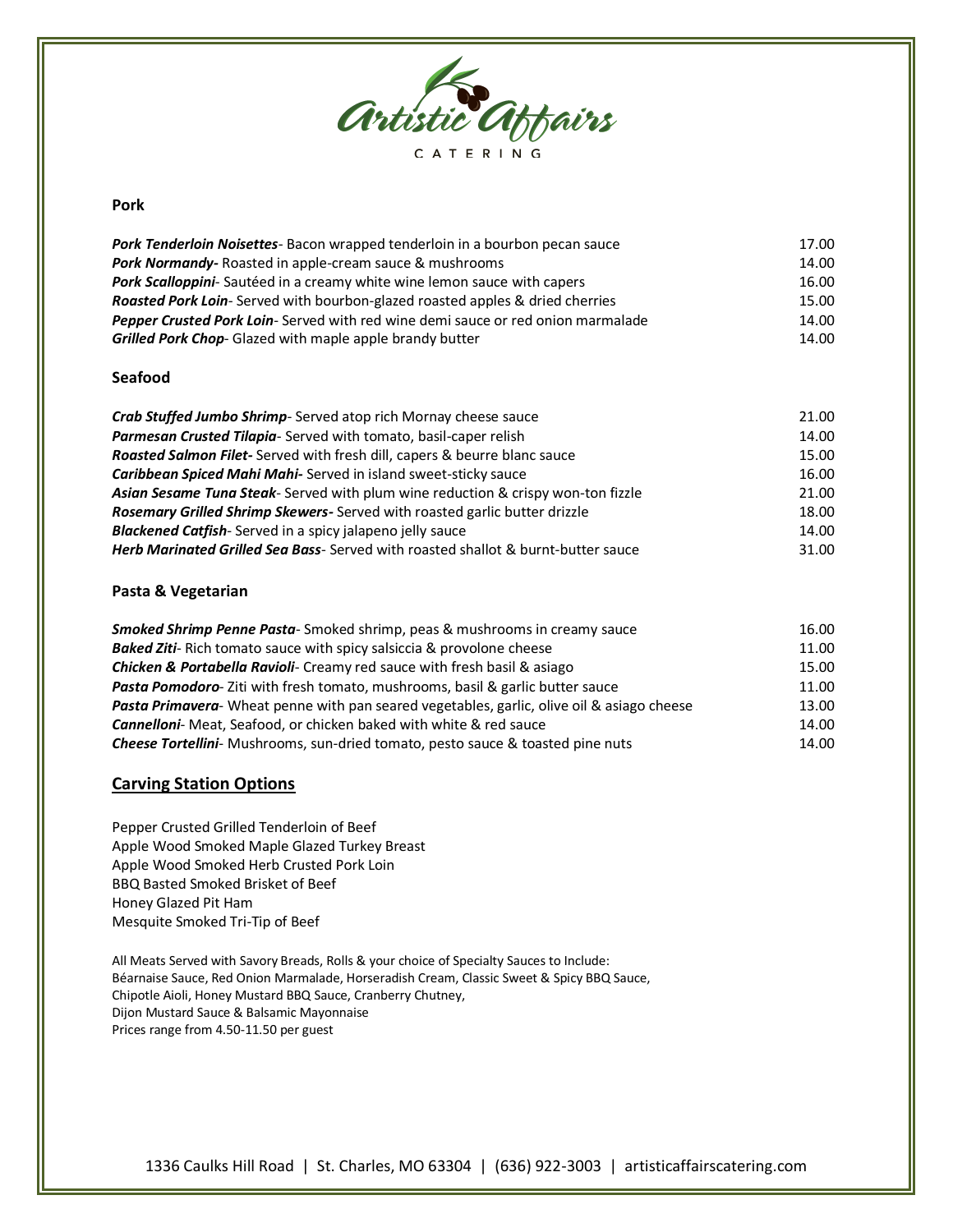Artistic Affairs

CATERING

### Pork

| | |
|---|---|
| ***Pork Tenderloin Noisettes***- Bacon wrapped tenderloin in a bourbon pecan sauce | 17.00 |
| ***Pork Normandy-*** Roasted in apple-cream sauce & mushrooms | 14.00 |
| ***Pork Scalloppini***- Sautéed in a creamy white wine lemon sauce with capers | 16.00 |
| ***Roasted Pork Loin***- Served with bourbon-glazed roasted apples & dried cherries | 15.00 |
| ***Pepper Crusted Pork Loin***- Served with red wine demi sauce or red onion marmalade | 14.00 |
| ***Grilled Pork Chop***- Glazed with maple apple brandy butter | 14.00 |

### Seafood

| | |
|---|---|
| ***Crab Stuffed Jumbo Shrimp***- Served atop rich Mornay cheese sauce | 21.00 |
| ***Parmesan Crusted Tilapia***- Served with tomato, basil-caper relish | 14.00 |
| ***Roasted Salmon Filet-*** Served with fresh dill, capers & beurre blanc sauce | 15.00 |
| ***Caribbean Spiced Mahi Mahi-*** Served in island sweet-sticky sauce | 16.00 |
| ***Asian Sesame Tuna Steak***- Served with plum wine reduction & crispy won-ton fizzle | 21.00 |
| ***Rosemary Grilled Shrimp Skewers-*** Served with roasted garlic butter drizzle | 18.00 |
| ***Blackened Catfish***- Served in a spicy jalapeno jelly sauce | 14.00 |
| ***Herb Marinated Grilled Sea Bass***- Served with roasted shallot & burnt-butter sauce | 31.00 |

### Pasta & Vegetarian

| | |
|---|---|
| ***Smoked Shrimp Penne Pasta***- Smoked shrimp, peas & mushrooms in creamy sauce | 16.00 |
| ***Baked Ziti***- Rich tomato sauce with spicy salsiccia & provolone cheese | 11.00 |
| ***Chicken & Portabella Ravioli***- Creamy red sauce with fresh basil & asiago | 15.00 |
| ***Pasta Pomodoro***- Ziti with fresh tomato, mushrooms, basil & garlic butter sauce | 11.00 |
| ***Pasta Primavera***- Wheat penne with pan seared vegetables, garlic, olive oil & asiago cheese | 13.00 |
| ***Cannelloni***- Meat, Seafood, or chicken baked with white & red sauce | 14.00 |
| ***Cheese Tortellini***- Mushrooms, sun-dried tomato, pesto sauce & toasted pine nuts | 14.00 |

## Carving Station Options

Pepper Crusted Grilled Tenderloin of Beef
Apple Wood Smoked Maple Glazed Turkey Breast
Apple Wood Smoked Herb Crusted Pork Loin
BBQ Basted Smoked Brisket of Beef
Honey Glazed Pit Ham
Mesquite Smoked Tri-Tip of Beef

All Meats Served with Savory Breads, Rolls & your choice of Specialty Sauces to Include:
Béarnaise Sauce, Red Onion Marmalade, Horseradish Cream, Classic Sweet & Spicy BBQ Sauce,
Chipotle Aioli, Honey Mustard BBQ Sauce, Cranberry Chutney,
Dijon Mustard Sauce & Balsamic Mayonnaise
Prices range from 4.50-11.50 per guest

1336 Caulks Hill Road | St. Charles, MO 63304 | (636) 922-3003 | artisticaffairscatering.com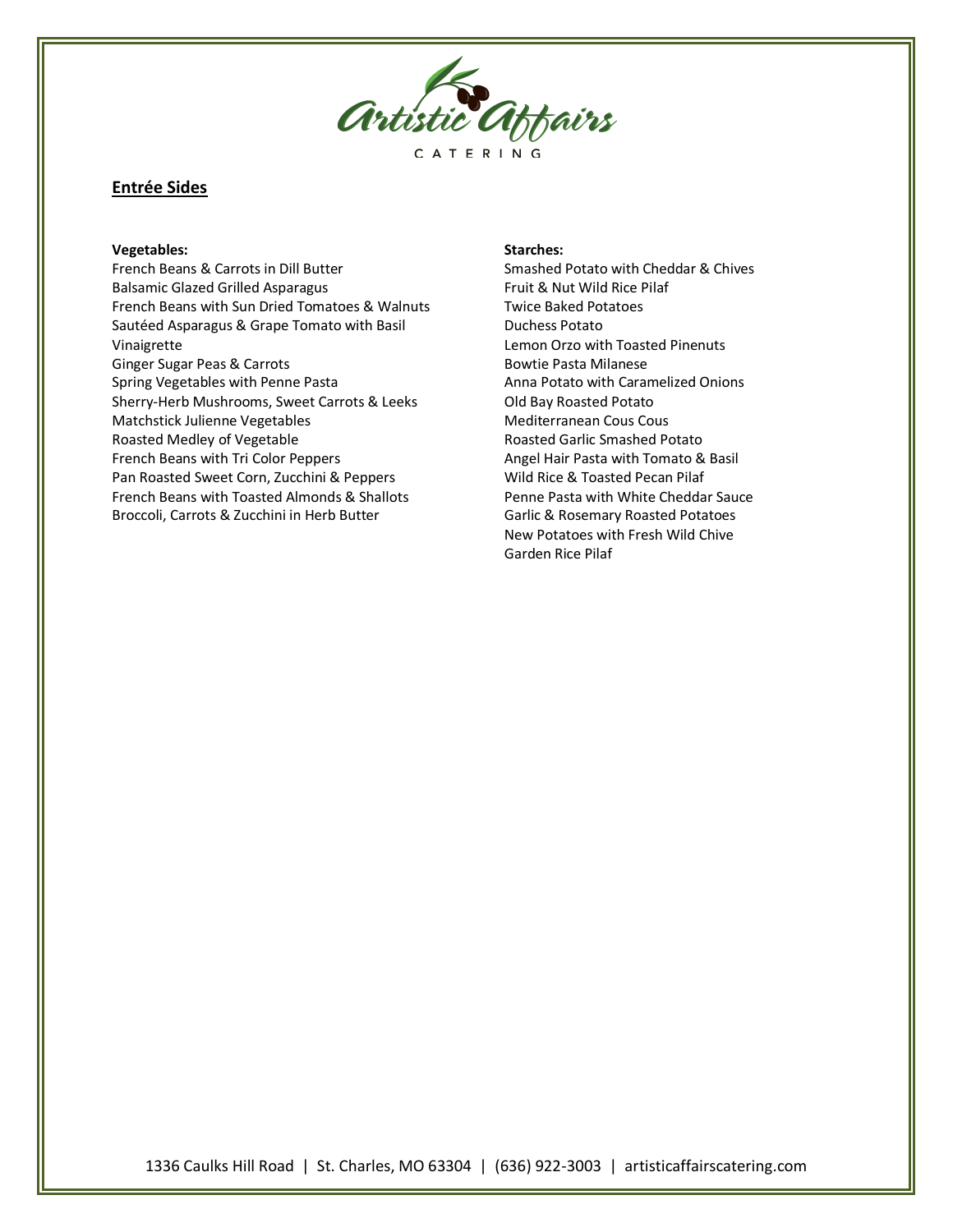## Entrée Sides

**Vegetables:**

French Beans & Carrots in Dill Butter
Balsamic Glazed Grilled Asparagus
French Beans with Sun Dried Tomatoes & Walnuts
Sautéed Asparagus & Grape Tomato with Basil Vinaigrette
Ginger Sugar Peas & Carrots
Spring Vegetables with Penne Pasta
Sherry-Herb Mushrooms, Sweet Carrots & Leeks
Matchstick Julienne Vegetables
Roasted Medley of Vegetable
French Beans with Tri Color Peppers
Pan Roasted Sweet Corn, Zucchini & Peppers
French Beans with Toasted Almonds & Shallots
Broccoli, Carrots & Zucchini in Herb Butter

**Starches:**

Smashed Potato with Cheddar & Chives
Fruit & Nut Wild Rice Pilaf
Twice Baked Potatoes
Duchess Potato
Lemon Orzo with Toasted Pinenuts
Bowtie Pasta Milanese
Anna Potato with Caramelized Onions
Old Bay Roasted Potato
Mediterranean Cous Cous
Roasted Garlic Smashed Potato
Angel Hair Pasta with Tomato & Basil
Wild Rice & Toasted Pecan Pilaf
Penne Pasta with White Cheddar Sauce
Garlic & Rosemary Roasted Potatoes
New Potatoes with Fresh Wild Chive
Garden Rice Pilaf